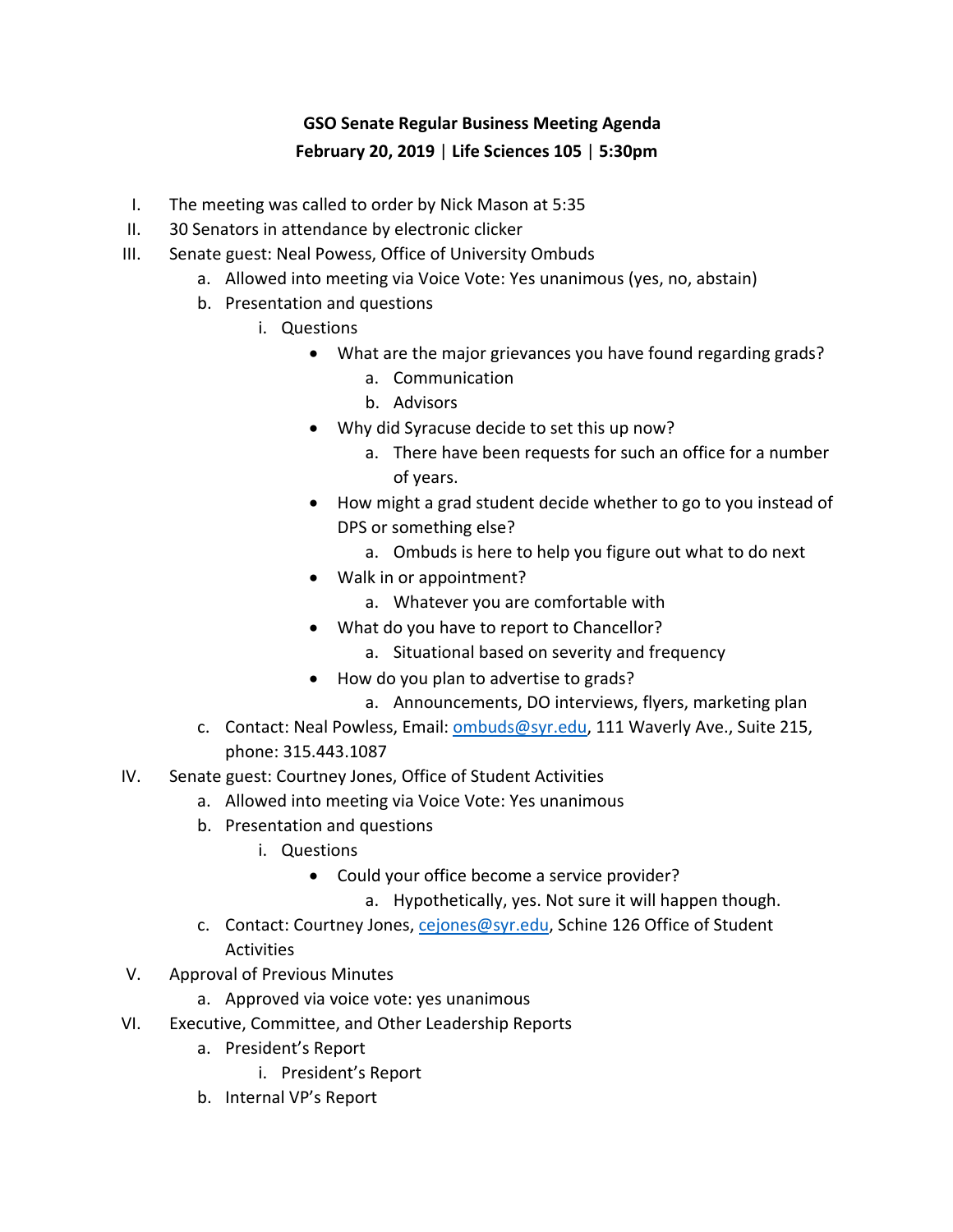**GSO Senate Regular Business Meeting Agenda**

**February 20, 2019 | Life Sciences 105 | 5:30pm**

I. The meeting was called to order by Nick Mason at 5:35

II. 30 Senators in attendance by electronic clicker

III. Senate guest: Neal Powess, Office of University Ombuds
   a. Allowed into meeting via Voice Vote: Yes unanimous (yes, no, abstain)
   b. Presentation and questions
      i. Questions
         - What are the major grievances you have found regarding grads?
            a. Communication
            b. Advisors
         - Why did Syracuse decide to set this up now?
            a. There have been requests for such an office for a number of years.
         - How might a grad student decide whether to go to you instead of DPS or something else?
            a. Ombuds is here to help you figure out what to do next
         - Walk in or appointment?
            a. Whatever you are comfortable with
         - What do you have to report to Chancellor?
            a. Situational based on severity and frequency
         - How do you plan to advertise to grads?
            a. Announcements, DO interviews, flyers, marketing plan
   c. Contact: Neal Powless, Email: ombuds@syr.edu, 111 Waverly Ave., Suite 215, phone: 315.443.1087

IV. Senate guest: Courtney Jones, Office of Student Activities
   a. Allowed into meeting via Voice Vote: Yes unanimous
   b. Presentation and questions
      i. Questions
         - Could your office become a service provider?
            a. Hypothetically, yes. Not sure it will happen though.
   c. Contact: Courtney Jones, cejones@syr.edu, Schine 126 Office of Student Activities

V. Approval of Previous Minutes
   a. Approved via voice vote: yes unanimous

VI. Executive, Committee, and Other Leadership Reports
   a. President's Report
      i. President's Report
   b. Internal VP's Report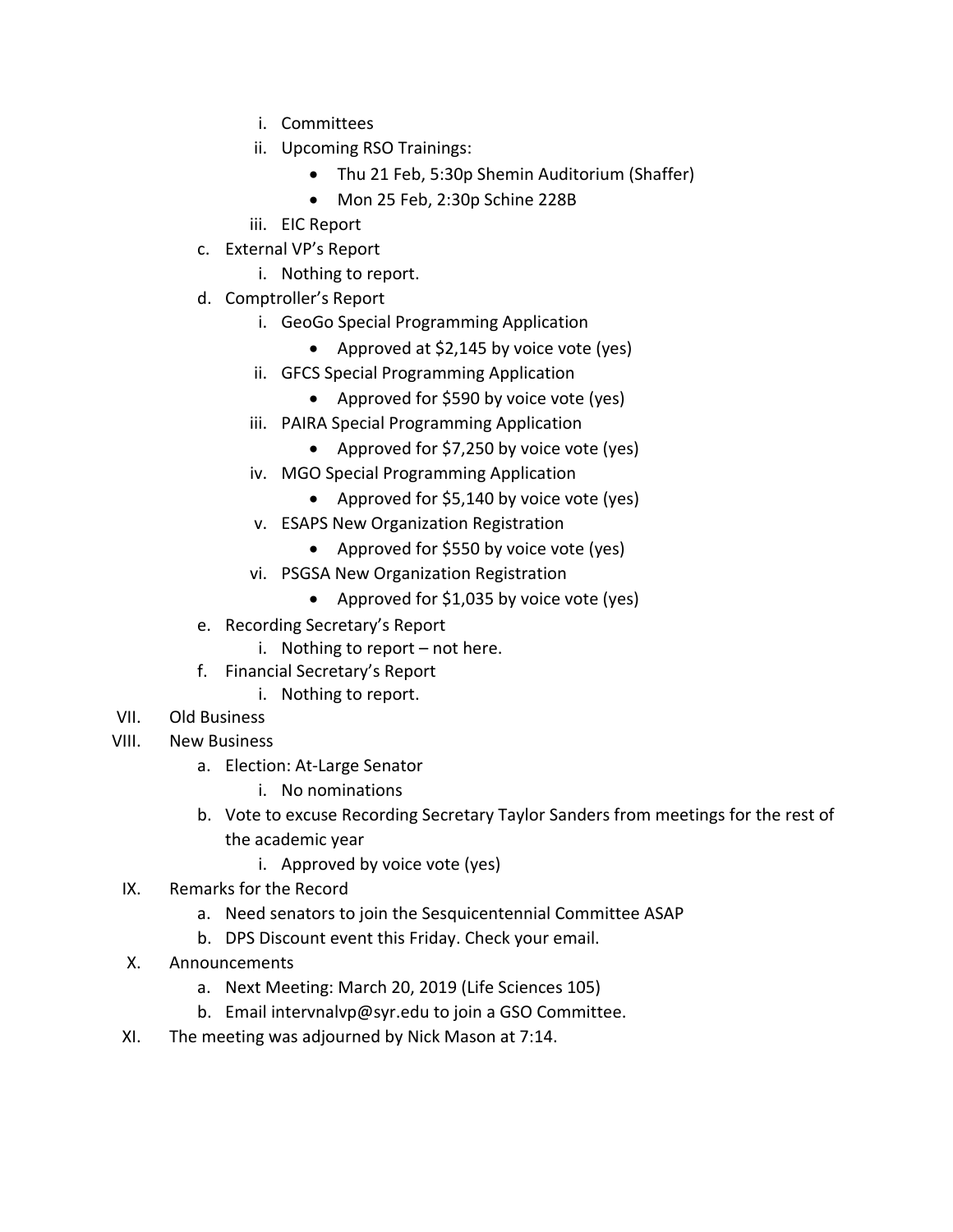i. Committees
        ii. Upcoming RSO Trainings:
            - Thu 21 Feb, 5:30p Shemin Auditorium (Shaffer)
            - Mon 25 Feb, 2:30p Schine 228B
        iii. EIC Report
    c. External VP's Report
        i. Nothing to report.
    d. Comptroller's Report
        i. GeoGo Special Programming Application
            - Approved at $2,145 by voice vote (yes)
        ii. GFCS Special Programming Application
            - Approved for $590 by voice vote (yes)
        iii. PAIRA Special Programming Application
            - Approved for $7,250 by voice vote (yes)
        iv. MGO Special Programming Application
            - Approved for $5,140 by voice vote (yes)
        v. ESAPS New Organization Registration
            - Approved for $550 by voice vote (yes)
        vi. PSGSA New Organization Registration
            - Approved for $1,035 by voice vote (yes)
    e. Recording Secretary's Report
        i. Nothing to report – not here.
    f. Financial Secretary's Report
        i. Nothing to report.

VII. Old Business

VIII. New Business
    a. Election: At-Large Senator
        i. No nominations
    b. Vote to excuse Recording Secretary Taylor Sanders from meetings for the rest of the academic year
        i. Approved by voice vote (yes)

IX. Remarks for the Record
    a. Need senators to join the Sesquicentennial Committee ASAP
    b. DPS Discount event this Friday. Check your email.

X. Announcements
    a. Next Meeting: March 20, 2019 (Life Sciences 105)
    b. Email intervnalvp@syr.edu to join a GSO Committee.

XI. The meeting was adjourned by Nick Mason at 7:14.